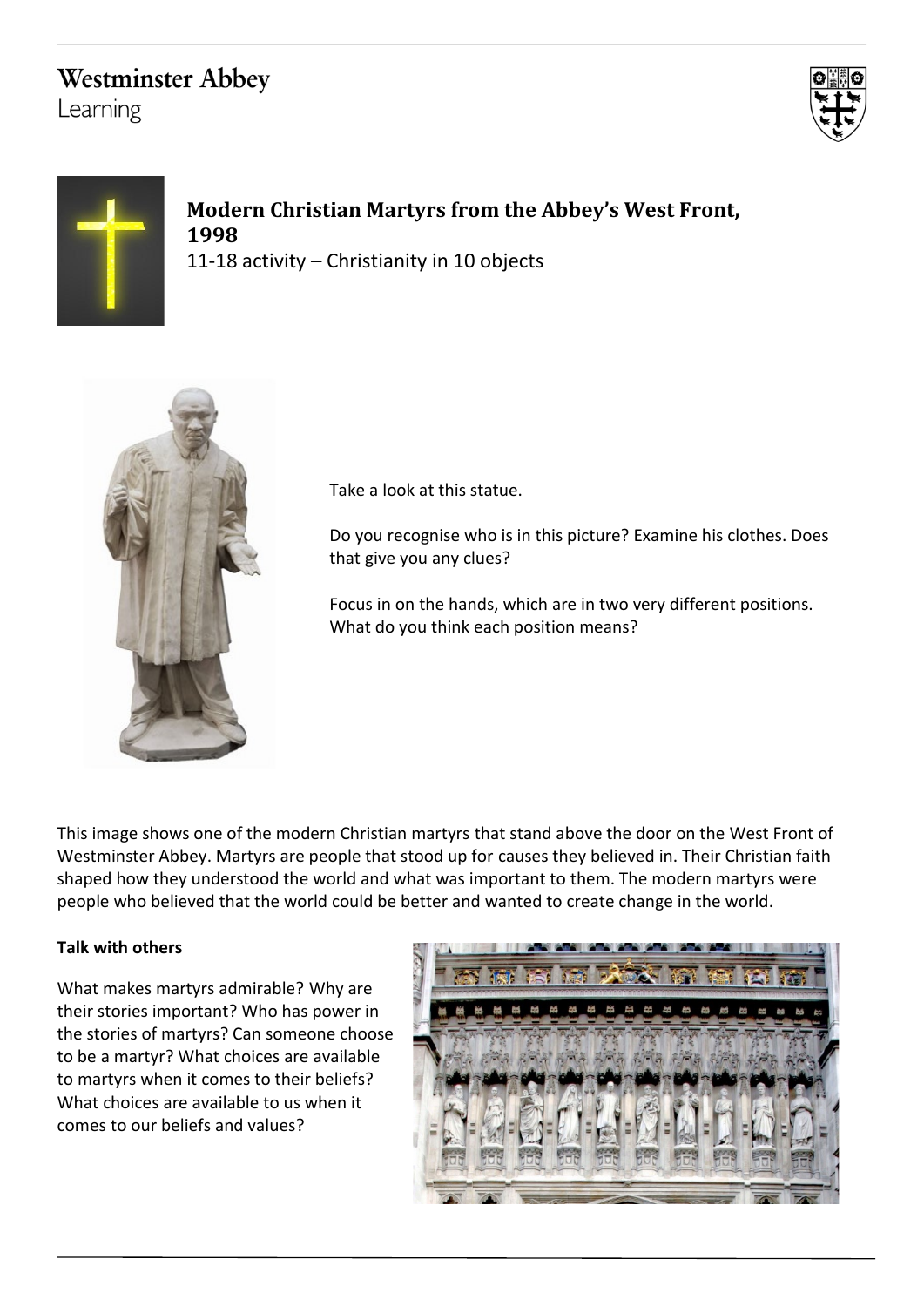Westminster Abbey
Learning

# Modern Christian Martyrs from the Abbey's West Front, 1998

11-18 activity – Christianity in 10 objects

Take a look at this statue.

Do you recognise who is in this picture? Examine his clothes. Does that give you any clues?

Focus in on the hands, which are in two very different positions. What do you think each position means?

This image shows one of the modern Christian martyrs that stand above the door on the West Front of Westminster Abbey. Martyrs are people that stood up for causes they believed in. Their Christian faith shaped how they understood the world and what was important to them. The modern martyrs were people who believed that the world could be better and wanted to create change in the world.

**Talk with others**

What makes martyrs admirable? Why are their stories important? Who has power in the stories of martyrs? Can someone choose to be a martyr? What choices are available to martyrs when it comes to their beliefs? What choices are available to us when it comes to our beliefs and values?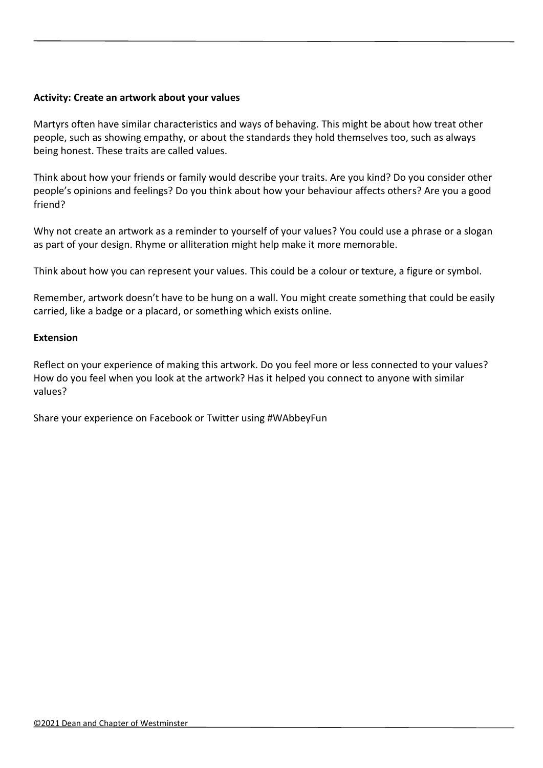**Activity: Create an artwork about your values**

Martyrs often have similar characteristics and ways of behaving. This might be about how treat other people, such as showing empathy, or about the standards they hold themselves too, such as always being honest. These traits are called values.

Think about how your friends or family would describe your traits. Are you kind? Do you consider other people's opinions and feelings? Do you think about how your behaviour affects others? Are you a good friend?

Why not create an artwork as a reminder to yourself of your values? You could use a phrase or a slogan as part of your design. Rhyme or alliteration might help make it more memorable.

Think about how you can represent your values. This could be a colour or texture, a figure or symbol.

Remember, artwork doesn't have to be hung on a wall. You might create something that could be easily carried, like a badge or a placard, or something which exists online.

**Extension**

Reflect on your experience of making this artwork. Do you feel more or less connected to your values? How do you feel when you look at the artwork? Has it helped you connect to anyone with similar values?

Share your experience on Facebook or Twitter using #WAbbeyFun